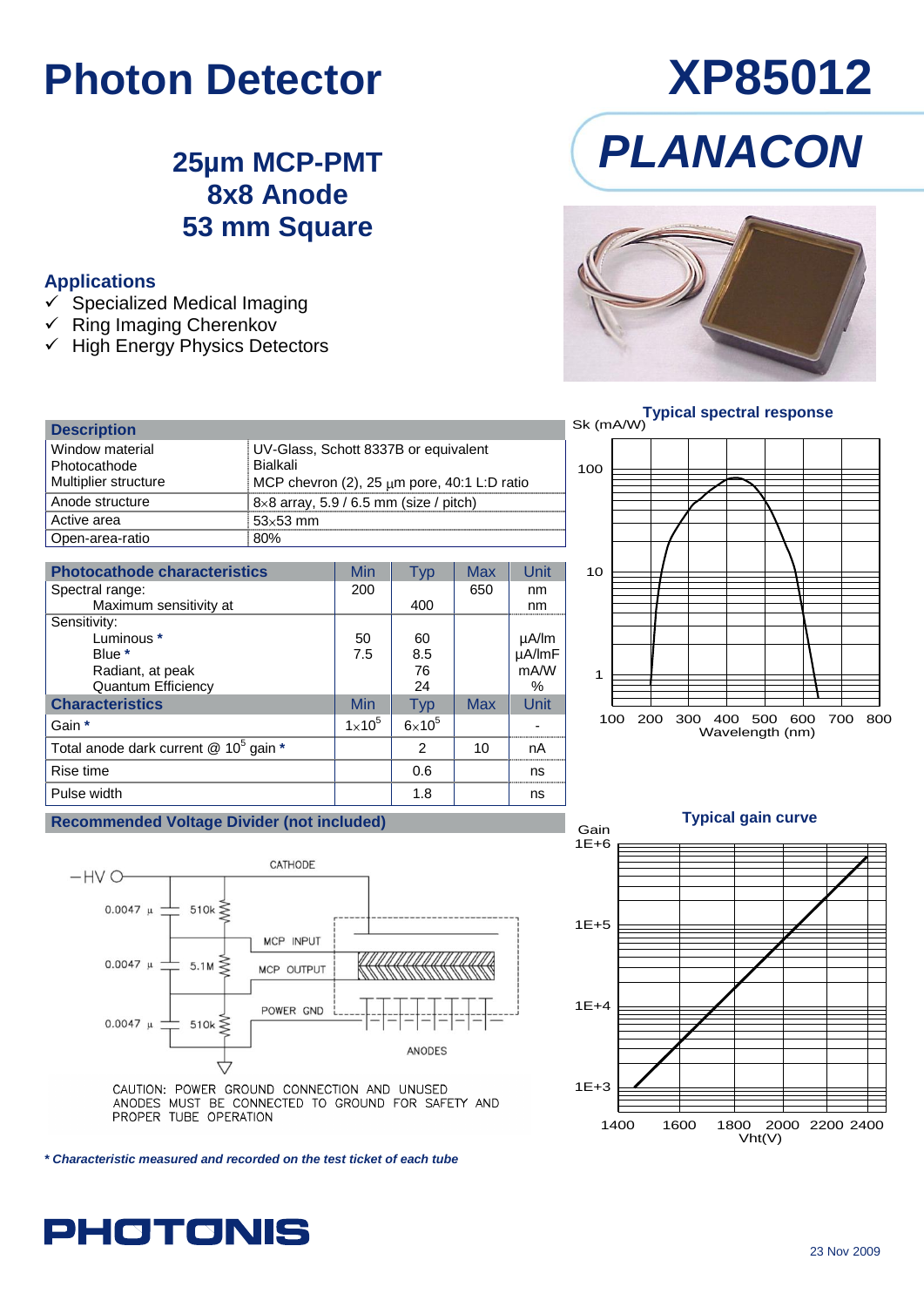# Photon Detector

# XP85012

## PLANACON

### 25µm MCP-PMT
### 8x8 Anode
### 53 mm Square

### Applications

- ✓ Specialized Medical Imaging
- ✓ Ring Imaging Cherenkov
- ✓ High Energy Physics Detectors

| Description | |
|---|---|
| Window material | UV-Glass, Schott 8337B or equivalent |
| Photocathode | Bialkali |
| Multiplier structure | MCP chevron (2), 25 µm pore, 40:1 L:D ratio |
| Anode structure | 8×8 array, 5.9 / 6.5 mm (size / pitch) |
| Active area | 53×53 mm |
| Open-area-ratio | 80% |

| Photocathode characteristics | Min | Typ | Max | Unit |
|---|---|---|---|---|
| Spectral range: | 200 | | 650 | nm |
| Maximum sensitivity at | | 400 | | nm |
| Sensitivity: | | | | |
| Luminous * | 50 | 60 | | µA/lm |
| Blue * | 7.5 | 8.5 | | µA/lmF |
| Radiant, at peak | | 76 | | mA/W |
| Quantum Efficiency | | 24 | | % |
| **Characteristics** | **Min** | **Typ** | **Max** | **Unit** |
| Gain * | $1\times10^5$ | $6\times10^5$ | | - |
| Total anode dark current @ $10^5$ gain * | | 2 | 10 | nA |
| Rise time | | 0.6 | | ns |
| Pulse width | | 1.8 | | ns |

### Recommended Voltage Divider (not included)

-HV — CATHODE — 0.0047 µ / 510k — MCP INPUT — 0.0047 µ / 5.1M — MCP OUTPUT — 0.0047 µ / 510k — POWER GND — ANODES

CAUTION: POWER GROUND CONNECTION AND UNUSED ANODES MUST BE CONNECTED TO GROUND FOR SAFETY AND PROPER TUBE OPERATION

**Typical spectral response**

Sk (mA/W) vs Wavelength (nm)

**Typical gain curve**

Gain vs Vht(V)

*\* Characteristic measured and recorded on the test ticket of each tube*

PHOTONIS

23 Nov 2009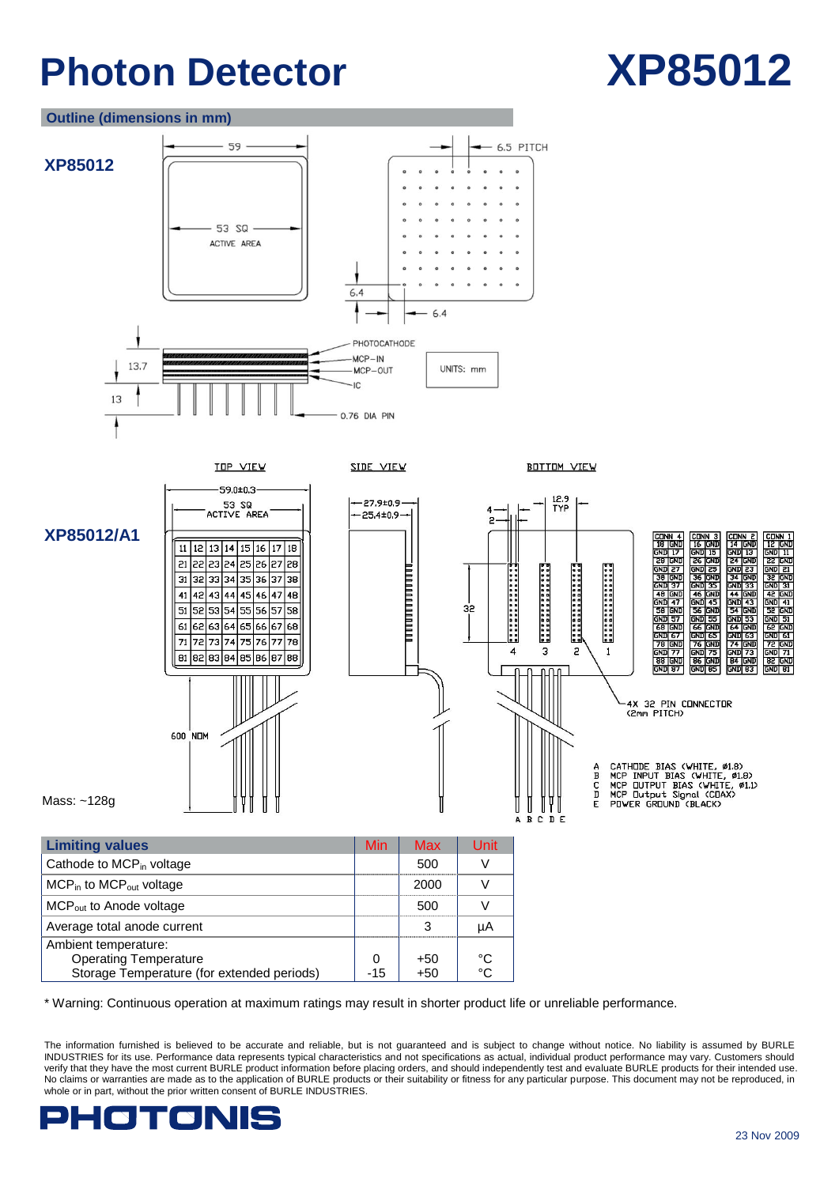# Photon Detector

# XP85012

## Outline (dimensions in mm)

**XP85012**

59
53 SQ
ACTIVE AREA
6.5 PITCH
6.4
6.4
13.7
13
PHOTOCATHODE
MCP–IN
MCP–OUT
IC
0.76 DIA PIN
UNITS: mm

**XP85012/A1**

TOP VIEW
59.0±0.3
53 SQ
ACTIVE AREA

| | | | | | | | |
|---|---|---|---|---|---|---|---|
| 11 | 12 | 13 | 14 | 15 | 16 | 17 | 18 |
| 21 | 22 | 23 | 24 | 25 | 26 | 27 | 28 |
| 31 | 32 | 33 | 34 | 35 | 36 | 37 | 38 |
| 41 | 42 | 43 | 44 | 45 | 46 | 47 | 48 |
| 51 | 52 | 53 | 54 | 55 | 56 | 57 | 58 |
| 61 | 62 | 63 | 64 | 65 | 66 | 67 | 68 |
| 71 | 72 | 73 | 74 | 75 | 76 | 77 | 78 |
| 81 | 82 | 83 | 84 | 85 | 86 | 87 | 88 |

600 NOM

SIDE VIEW
27.9±0.9
25.4±0.9

BOTTOM VIEW
12.9 TYP
4
2
32
4 3 2 1

| CONN 4 | | CONN 3 | | CONN 2 | | CONN 1 | |
|---|---|---|---|---|---|---|---|
| 18 | GND | 16 | GND | 14 | GND | 12 | GND |
| GND | 17 | GND | 15 | GND | 13 | GND | 11 |
| 28 | GND | 26 | GND | 24 | GND | 22 | GND |
| GND | 27 | GND | 25 | GND | 23 | GND | 21 |
| 38 | GND | 36 | GND | 34 | GND | 32 | GND |
| GND | 37 | GND | 35 | GND | 33 | GND | 31 |
| 48 | GND | 46 | GND | 44 | GND | 42 | GND |
| GND | 47 | GND | 45 | GND | 43 | GND | 41 |
| 58 | GND | 56 | GND | 54 | GND | 52 | GND |
| GND | 57 | GND | 55 | GND | 53 | GND | 51 |
| 68 | GND | 66 | GND | 64 | GND | 62 | GND |
| GND | 67 | GND | 65 | GND | 63 | GND | 61 |
| 78 | GND | 76 | GND | 74 | GND | 72 | GND |
| GND | 77 | GND | 75 | GND | 73 | GND | 71 |
| 88 | GND | 86 | GND | 84 | GND | 82 | GND |
| GND | 87 | GND | 85 | GND | 83 | GND | 81 |

4X 32 PIN CONNECTOR (2mm PITCH)

A CATHODE BIAS (WHITE, ø1.8)
B MCP INPUT BIAS (WHITE, ø1.8)
C MCP OUTPUT BIAS (WHITE, ø1.1)
D MCP Output Signal (COAX)
E POWER GROUND (BLACK)

A B C D E

Mass: ~128g

| Limiting values | Min | Max | Unit |
|---|---|---|---|
| Cathode to $MCP_{in}$ voltage | | 500 | V |
| $MCP_{in}$ to $MCP_{out}$ voltage | | 2000 | V |
| $MCP_{out}$ to Anode voltage | | 500 | V |
| Average total anode current | | 3 | µA |
| Ambient temperature:<br>Operating Temperature<br>Storage Temperature (for extended periods) | <br>0<br>-15 | <br>+50<br>+50 | <br>°C<br>°C |

* Warning: Continuous operation at maximum ratings may result in shorter product life or unreliable performance.

The information furnished is believed to be accurate and reliable, but is not guaranteed and is subject to change without notice. No liability is assumed by BURLE INDUSTRIES for its use. Performance data represents typical characteristics and not specifications as actual, individual product performance may vary. Customers should verify that they have the most current BURLE product information before placing orders, and should independently test and evaluate BURLE products for their intended use. No claims or warranties are made as to the application of BURLE products or their suitability or fitness for any particular purpose. This document may not be reproduced, in whole or in part, without the prior written consent of BURLE INDUSTRIES.

PHOTONIS

23 Nov 2009